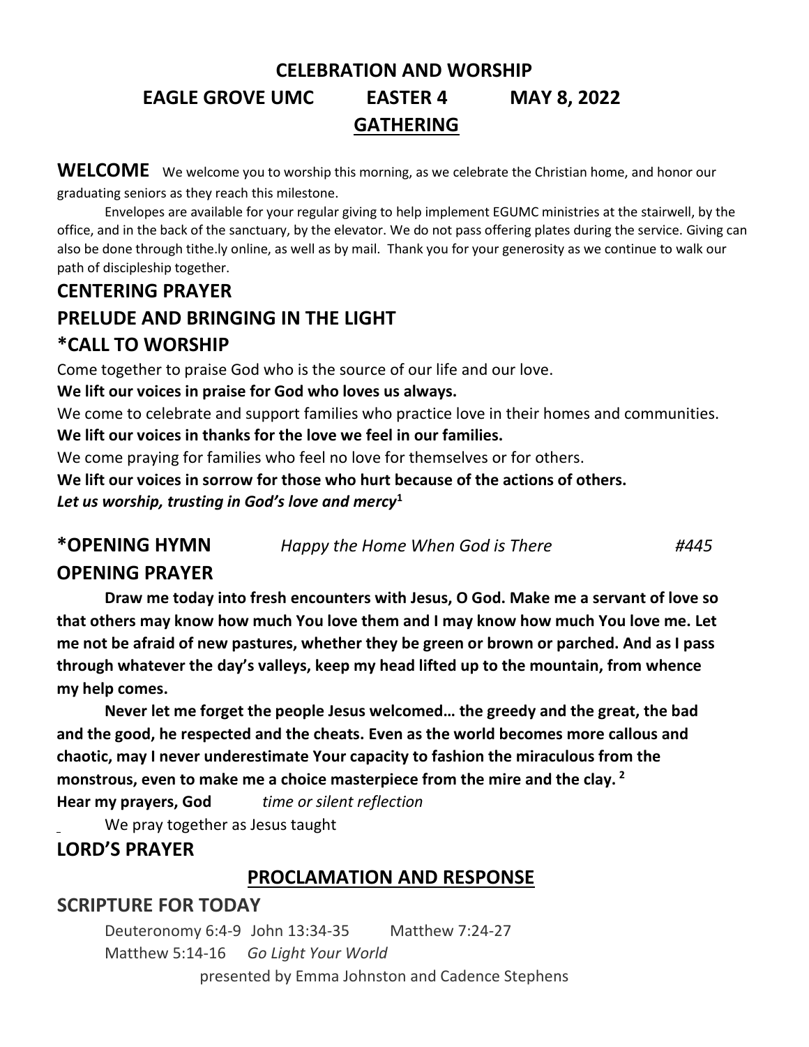# CELEBRATION AND WORSHIP

## EAGLE GROVE UMC EASTER 4 MAY 8, 2022

## GATHERING

**WELCOME** We welcome you to worship this morning, as we celebrate the Christian home, and honor our graduating seniors as they reach this milestone.

Envelopes are available for your regular giving to help implement EGUMC ministries at the stairwell, by the office, and in the back of the sanctuary, by the elevator. We do not pass offering plates during the service. Giving can also be done through tithe.ly online, as well as by mail. Thank you for your generosity as we continue to walk our path of discipleship together.

## CENTERING PRAYER

## PRELUDE AND BRINGING IN THE LIGHT

## *CALL TO WORSHIP

Come together to praise God who is the source of our life and our love.

**We lift our voices in praise for God who loves us always.**

We come to celebrate and support families who practice love in their homes and communities.

**We lift our voices in thanks for the love we feel in our families.**

We come praying for families who feel no love for themselves or for others.

**We lift our voices in sorrow for those who hurt because of the actions of others.**

***Let us worship, trusting in God's love and mercy***[1]

## *OPENING HYMN *Happy the Home When God is There* #445

## OPENING PRAYER

**Draw me today into fresh encounters with Jesus, O God. Make me a servant of love so that others may know how much You love them and I may know how much You love me. Let me not be afraid of new pastures, whether they be green or brown or parched. And as I pass through whatever the day's valleys, keep my head lifted up to the mountain, from whence my help comes.**

**Never let me forget the people Jesus welcomed… the greedy and the great, the bad and the good, he respected and the cheats. Even as the world becomes more callous and chaotic, may I never underestimate Your capacity to fashion the miraculous from the monstrous, even to make me a choice masterpiece from the mire and the clay.** [2]

**Hear my prayers, God** *time or silent reflection*

We pray together as Jesus taught

## LORD'S PRAYER

## PROCLAMATION AND RESPONSE

## SCRIPTURE FOR TODAY

Deuteronomy 6:4-9 John 13:34-35 Matthew 7:24-27

Matthew 5:14-16 *Go Light Your World*

presented by Emma Johnston and Cadence Stephens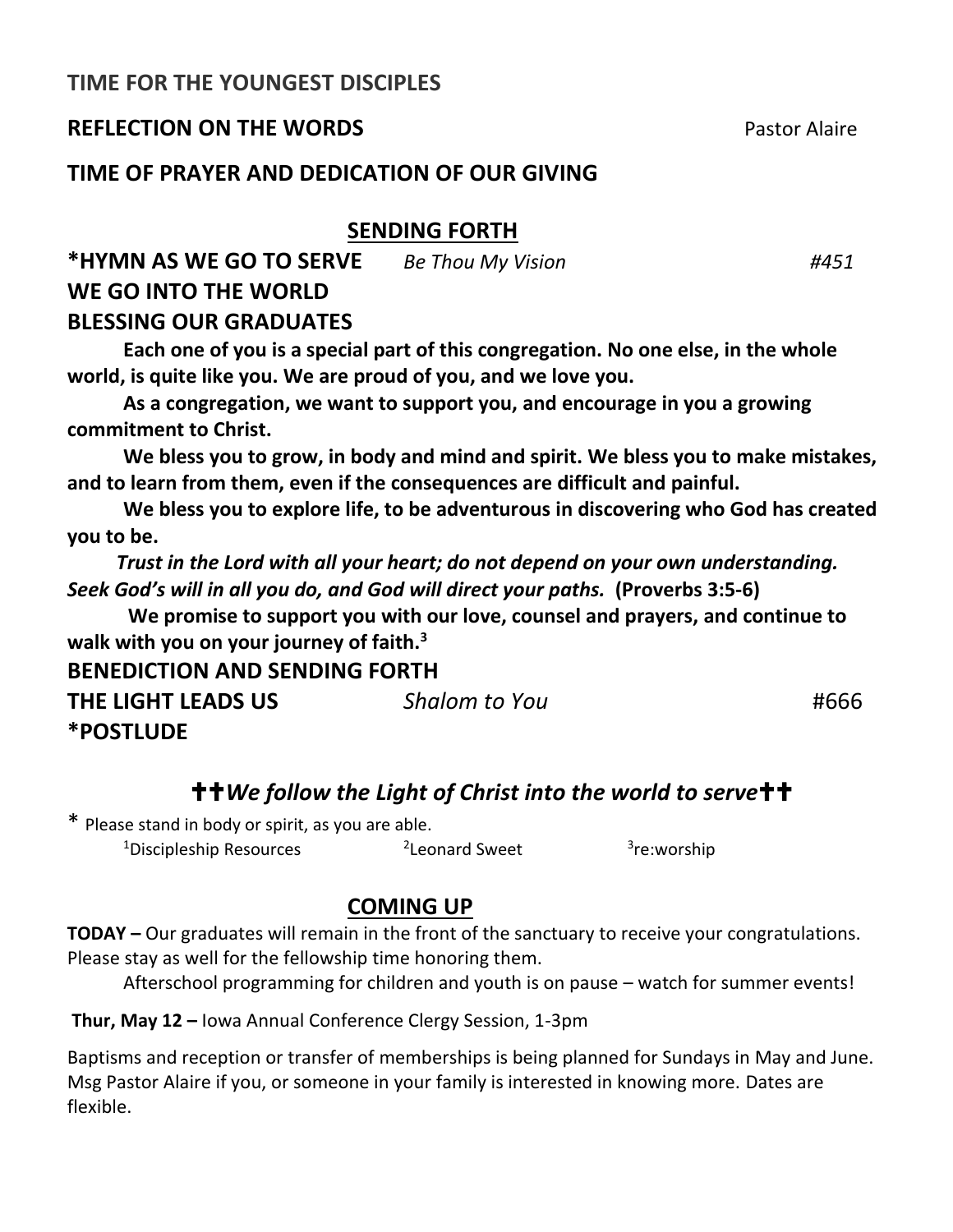**TIME FOR THE YOUNGEST DISCIPLES**

**REFLECTION ON THE WORDS** Pastor Alaire

**TIME OF PRAYER AND DEDICATION OF OUR GIVING**

## SENDING FORTH

**\*HYMN AS WE GO TO SERVE** *Be Thou My Vision* *#451*

**WE GO INTO THE WORLD**

**BLESSING OUR GRADUATES**

**Each one of you is a special part of this congregation. No one else, in the whole world, is quite like you. We are proud of you, and we love you.**

**As a congregation, we want to support you, and encourage in you a growing commitment to Christ.**

**We bless you to grow, in body and mind and spirit. We bless you to make mistakes, and to learn from them, even if the consequences are difficult and painful.**

**We bless you to explore life, to be adventurous in discovering who God has created you to be.**

***Trust in the Lord with all your heart; do not depend on your own understanding. Seek God's will in all you do, and God will direct your paths.*** **(Proverbs 3:5-6)**

**We promise to support you with our love, counsel and prayers, and continue to walk with you on your journey of faith.[3]**

**BENEDICTION AND SENDING FORTH**

**THE LIGHT LEADS US** *Shalom to You* #666

**\*POSTLUDE**

***✝✝We follow the Light of Christ into the world to serve✝✝***

\* Please stand in body or spirit, as you are able.

[1]Discipleship Resources [2]Leonard Sweet [3]re:worship

## COMING UP

**TODAY –** Our graduates will remain in the front of the sanctuary to receive your congratulations. Please stay as well for the fellowship time honoring them.

Afterschool programming for children and youth is on pause – watch for summer events!

**Thur, May 12 –** Iowa Annual Conference Clergy Session, 1-3pm

Baptisms and reception or transfer of memberships is being planned for Sundays in May and June. Msg Pastor Alaire if you, or someone in your family is interested in knowing more. Dates are flexible.